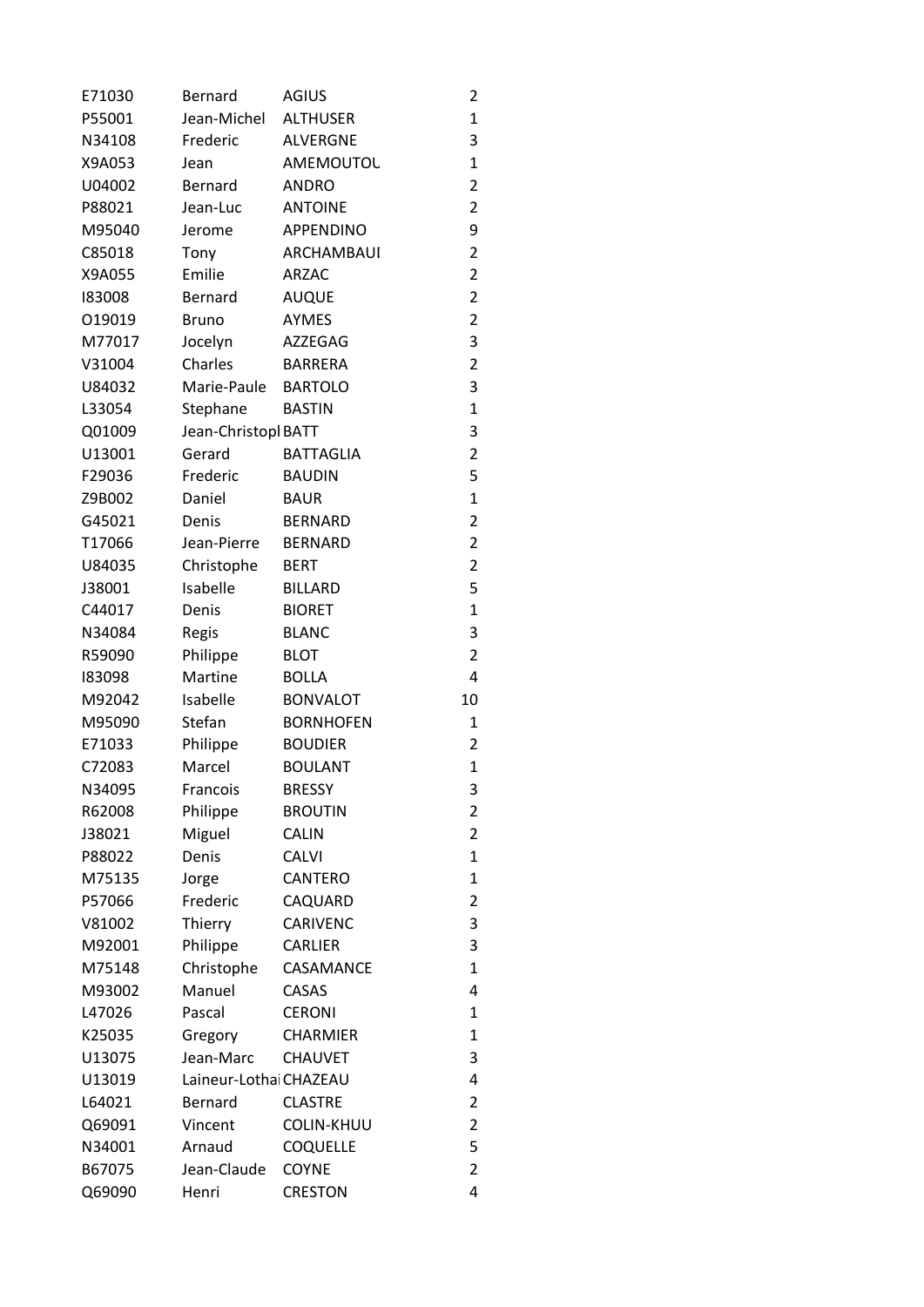| | | | |
|---|---|---|---|
| E71030 | Bernard | AGIUS | 2 |
| P55001 | Jean-Michel | ALTHUSER | 1 |
| N34108 | Frederic | ALVERGNE | 3 |
| X9A053 | Jean | AMEMOUTOU | 1 |
| U04002 | Bernard | ANDRO | 2 |
| P88021 | Jean-Luc | ANTOINE | 2 |
| M95040 | Jerome | APPENDINO | 9 |
| C85018 | Tony | ARCHAMBAUI | 2 |
| X9A055 | Emilie | ARZAC | 2 |
| I83008 | Bernard | AUQUE | 2 |
| O19019 | Bruno | AYMES | 2 |
| M77017 | Jocelyn | AZZEGAG | 3 |
| V31004 | Charles | BARRERA | 2 |
| U84032 | Marie-Paule | BARTOLO | 3 |
| L33054 | Stephane | BASTIN | 1 |
| Q01009 | Jean-Christopl | BATT | 3 |
| U13001 | Gerard | BATTAGLIA | 2 |
| F29036 | Frederic | BAUDIN | 5 |
| Z9B002 | Daniel | BAUR | 1 |
| G45021 | Denis | BERNARD | 2 |
| T17066 | Jean-Pierre | BERNARD | 2 |
| U84035 | Christophe | BERT | 2 |
| J38001 | Isabelle | BILLARD | 5 |
| C44017 | Denis | BIORET | 1 |
| N34084 | Regis | BLANC | 3 |
| R59090 | Philippe | BLOT | 2 |
| I83098 | Martine | BOLLA | 4 |
| M92042 | Isabelle | BONVALOT | 10 |
| M95090 | Stefan | BORNHOFEN | 1 |
| E71033 | Philippe | BOUDIER | 2 |
| C72083 | Marcel | BOULANT | 1 |
| N34095 | Francois | BRESSY | 3 |
| R62008 | Philippe | BROUTIN | 2 |
| J38021 | Miguel | CALIN | 2 |
| P88022 | Denis | CALVI | 1 |
| M75135 | Jorge | CANTERO | 1 |
| P57066 | Frederic | CAQUARD | 2 |
| V81002 | Thierry | CARIVENC | 3 |
| M92001 | Philippe | CARLIER | 3 |
| M75148 | Christophe | CASAMANCE | 1 |
| M93002 | Manuel | CASAS | 4 |
| L47026 | Pascal | CERONI | 1 |
| K25035 | Gregory | CHARMIER | 1 |
| U13075 | Jean-Marc | CHAUVET | 3 |
| U13019 | Laineur-Lothai | CHAZEAU | 4 |
| L64021 | Bernard | CLASTRE | 2 |
| Q69091 | Vincent | COLIN-KHUU | 2 |
| N34001 | Arnaud | COQUELLE | 5 |
| B67075 | Jean-Claude | COYNE | 2 |
| Q69090 | Henri | CRESTON | 4 |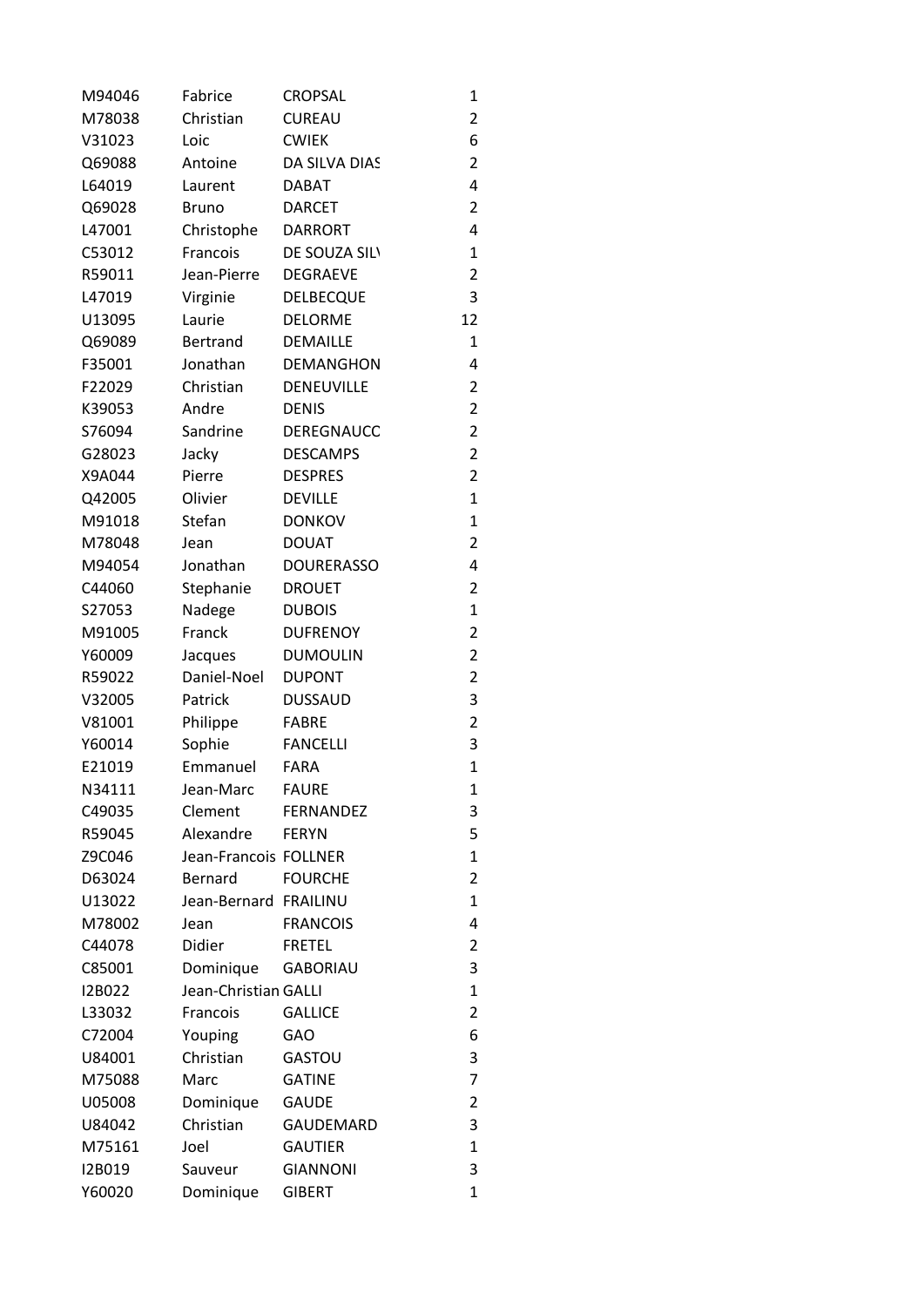| | | | |
|---|---|---|---|
| M94046 | Fabrice | CROPSAL | 1 |
| M78038 | Christian | CUREAU | 2 |
| V31023 | Loic | CWIEK | 6 |
| Q69088 | Antoine | DA SILVA DIAS | 2 |
| L64019 | Laurent | DABAT | 4 |
| Q69028 | Bruno | DARCET | 2 |
| L47001 | Christophe | DARRORT | 4 |
| C53012 | Francois | DE SOUZA SIL\ | 1 |
| R59011 | Jean-Pierre | DEGRAEVE | 2 |
| L47019 | Virginie | DELBECQUE | 3 |
| U13095 | Laurie | DELORME | 12 |
| Q69089 | Bertrand | DEMAILLE | 1 |
| F35001 | Jonathan | DEMANGHON | 4 |
| F22029 | Christian | DENEUVILLE | 2 |
| K39053 | Andre | DENIS | 2 |
| S76094 | Sandrine | DEREGNAUCC | 2 |
| G28023 | Jacky | DESCAMPS | 2 |
| X9A044 | Pierre | DESPRES | 2 |
| Q42005 | Olivier | DEVILLE | 1 |
| M91018 | Stefan | DONKOV | 1 |
| M78048 | Jean | DOUAT | 2 |
| M94054 | Jonathan | DOURERASSO | 4 |
| C44060 | Stephanie | DROUET | 2 |
| S27053 | Nadege | DUBOIS | 1 |
| M91005 | Franck | DUFRENOY | 2 |
| Y60009 | Jacques | DUMOULIN | 2 |
| R59022 | Daniel-Noel | DUPONT | 2 |
| V32005 | Patrick | DUSSAUD | 3 |
| V81001 | Philippe | FABRE | 2 |
| Y60014 | Sophie | FANCELLI | 3 |
| E21019 | Emmanuel | FARA | 1 |
| N34111 | Jean-Marc | FAURE | 1 |
| C49035 | Clement | FERNANDEZ | 3 |
| R59045 | Alexandre | FERYN | 5 |
| Z9C046 | Jean-Francois | FOLLNER | 1 |
| D63024 | Bernard | FOURCHE | 2 |
| U13022 | Jean-Bernard | FRAILINU | 1 |
| M78002 | Jean | FRANCOIS | 4 |
| C44078 | Didier | FRETEL | 2 |
| C85001 | Dominique | GABORIAU | 3 |
| I2B022 | Jean-Christian | GALLI | 1 |
| L33032 | Francois | GALLICE | 2 |
| C72004 | Youping | GAO | 6 |
| U84001 | Christian | GASTOU | 3 |
| M75088 | Marc | GATINE | 7 |
| U05008 | Dominique | GAUDE | 2 |
| U84042 | Christian | GAUDEMARD | 3 |
| M75161 | Joel | GAUTIER | 1 |
| I2B019 | Sauveur | GIANNONI | 3 |
| Y60020 | Dominique | GIBERT | 1 |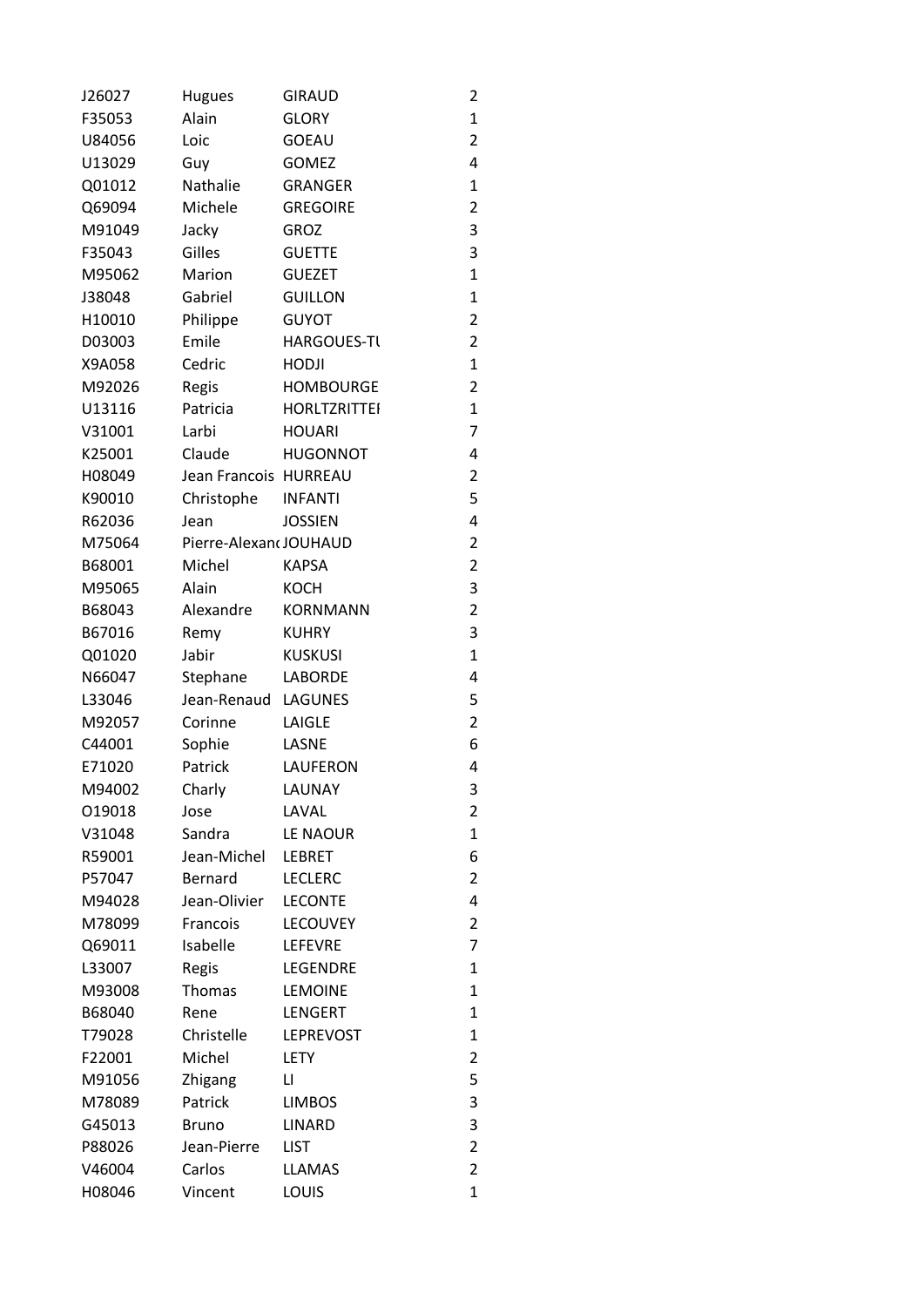| | | | |
|---|---|---|---|
| J26027 | Hugues | GIRAUD | 2 |
| F35053 | Alain | GLORY | 1 |
| U84056 | Loic | GOEAU | 2 |
| U13029 | Guy | GOMEZ | 4 |
| Q01012 | Nathalie | GRANGER | 1 |
| Q69094 | Michele | GREGOIRE | 2 |
| M91049 | Jacky | GROZ | 3 |
| F35043 | Gilles | GUETTE | 3 |
| M95062 | Marion | GUEZET | 1 |
| J38048 | Gabriel | GUILLON | 1 |
| H10010 | Philippe | GUYOT | 2 |
| D03003 | Emile | HARGOUES-TU | 2 |
| X9A058 | Cedric | HODJI | 1 |
| M92026 | Regis | HOMBOURGE | 2 |
| U13116 | Patricia | HORLTZRITTEI | 1 |
| V31001 | Larbi | HOUARI | 7 |
| K25001 | Claude | HUGONNOT | 4 |
| H08049 | Jean Francois | HURREAU | 2 |
| K90010 | Christophe | INFANTI | 5 |
| R62036 | Jean | JOSSIEN | 4 |
| M75064 | Pierre-Alexand | JOUHAUD | 2 |
| B68001 | Michel | KAPSA | 2 |
| M95065 | Alain | KOCH | 3 |
| B68043 | Alexandre | KORNMANN | 2 |
| B67016 | Remy | KUHRY | 3 |
| Q01020 | Jabir | KUSKUSI | 1 |
| N66047 | Stephane | LABORDE | 4 |
| L33046 | Jean-Renaud | LAGUNES | 5 |
| M92057 | Corinne | LAIGLE | 2 |
| C44001 | Sophie | LASNE | 6 |
| E71020 | Patrick | LAUFERON | 4 |
| M94002 | Charly | LAUNAY | 3 |
| O19018 | Jose | LAVAL | 2 |
| V31048 | Sandra | LE NAOUR | 1 |
| R59001 | Jean-Michel | LEBRET | 6 |
| P57047 | Bernard | LECLERC | 2 |
| M94028 | Jean-Olivier | LECONTE | 4 |
| M78099 | Francois | LECOUVEY | 2 |
| Q69011 | Isabelle | LEFEVRE | 7 |
| L33007 | Regis | LEGENDRE | 1 |
| M93008 | Thomas | LEMOINE | 1 |
| B68040 | Rene | LENGERT | 1 |
| T79028 | Christelle | LEPREVOST | 1 |
| F22001 | Michel | LETY | 2 |
| M91056 | Zhigang | LI | 5 |
| M78089 | Patrick | LIMBOS | 3 |
| G45013 | Bruno | LINARD | 3 |
| P88026 | Jean-Pierre | LIST | 2 |
| V46004 | Carlos | LLAMAS | 2 |
| H08046 | Vincent | LOUIS | 1 |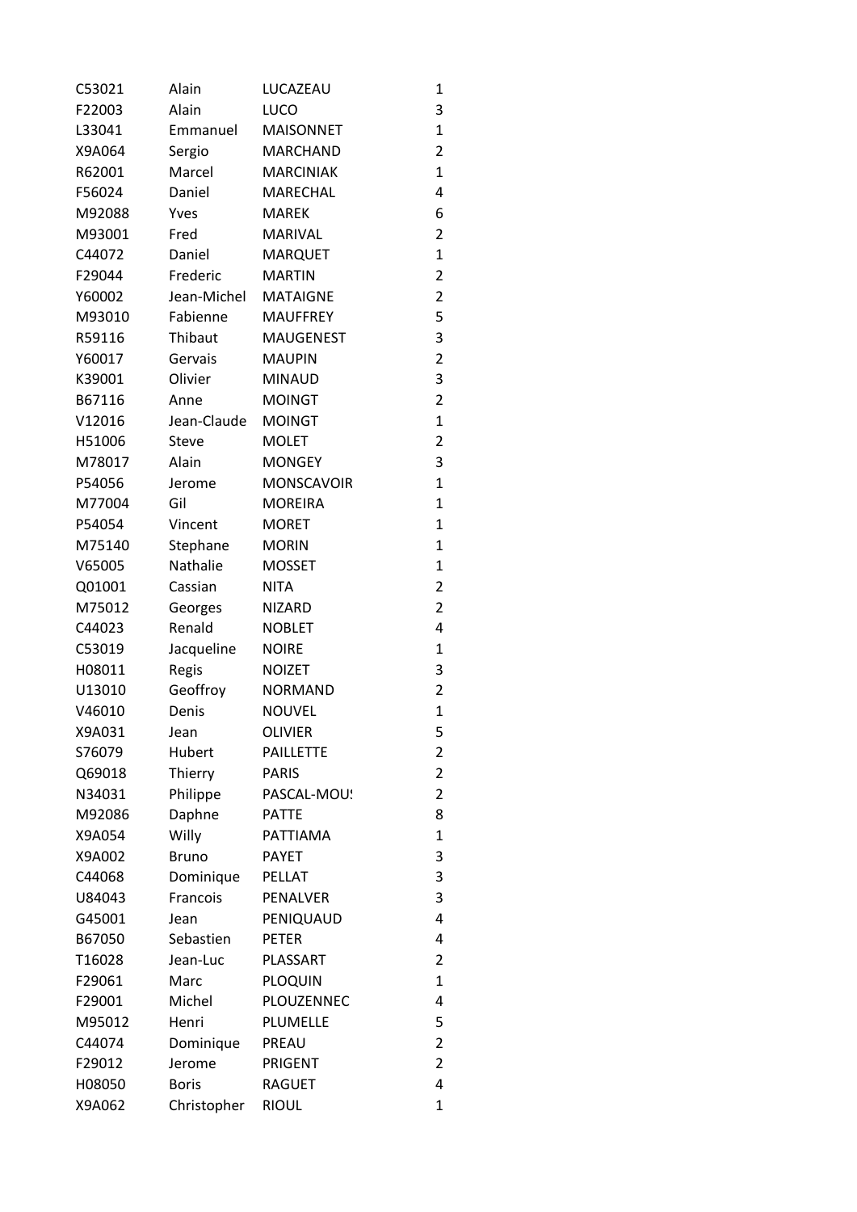| C53021 | Alain | LUCAZEAU | 1 |
|---|---|---|---|
| F22003 | Alain | LUCO | 3 |
| L33041 | Emmanuel | MAISONNET | 1 |
| X9A064 | Sergio | MARCHAND | 2 |
| R62001 | Marcel | MARCINIAK | 1 |
| F56024 | Daniel | MARECHAL | 4 |
| M92088 | Yves | MAREK | 6 |
| M93001 | Fred | MARIVAL | 2 |
| C44072 | Daniel | MARQUET | 1 |
| F29044 | Frederic | MARTIN | 2 |
| Y60002 | Jean-Michel | MATAIGNE | 2 |
| M93010 | Fabienne | MAUFFREY | 5 |
| R59116 | Thibaut | MAUGENEST | 3 |
| Y60017 | Gervais | MAUPIN | 2 |
| K39001 | Olivier | MINAUD | 3 |
| B67116 | Anne | MOINGT | 2 |
| V12016 | Jean-Claude | MOINGT | 1 |
| H51006 | Steve | MOLET | 2 |
| M78017 | Alain | MONGEY | 3 |
| P54056 | Jerome | MONSCAVOIR | 1 |
| M77004 | Gil | MOREIRA | 1 |
| P54054 | Vincent | MORET | 1 |
| M75140 | Stephane | MORIN | 1 |
| V65005 | Nathalie | MOSSET | 1 |
| Q01001 | Cassian | NITA | 2 |
| M75012 | Georges | NIZARD | 2 |
| C44023 | Renald | NOBLET | 4 |
| C53019 | Jacqueline | NOIRE | 1 |
| H08011 | Regis | NOIZET | 3 |
| U13010 | Geoffroy | NORMAND | 2 |
| V46010 | Denis | NOUVEL | 1 |
| X9A031 | Jean | OLIVIER | 5 |
| S76079 | Hubert | PAILLETTE | 2 |
| Q69018 | Thierry | PARIS | 2 |
| N34031 | Philippe | PASCAL-MOU! | 2 |
| M92086 | Daphne | PATTE | 8 |
| X9A054 | Willy | PATTIAMA | 1 |
| X9A002 | Bruno | PAYET | 3 |
| C44068 | Dominique | PELLAT | 3 |
| U84043 | Francois | PENALVER | 3 |
| G45001 | Jean | PENIQUAUD | 4 |
| B67050 | Sebastien | PETER | 4 |
| T16028 | Jean-Luc | PLASSART | 2 |
| F29061 | Marc | PLOQUIN | 1 |
| F29001 | Michel | PLOUZENNEC | 4 |
| M95012 | Henri | PLUMELLE | 5 |
| C44074 | Dominique | PREAU | 2 |
| F29012 | Jerome | PRIGENT | 2 |
| H08050 | Boris | RAGUET | 4 |
| X9A062 | Christopher | RIOUL | 1 |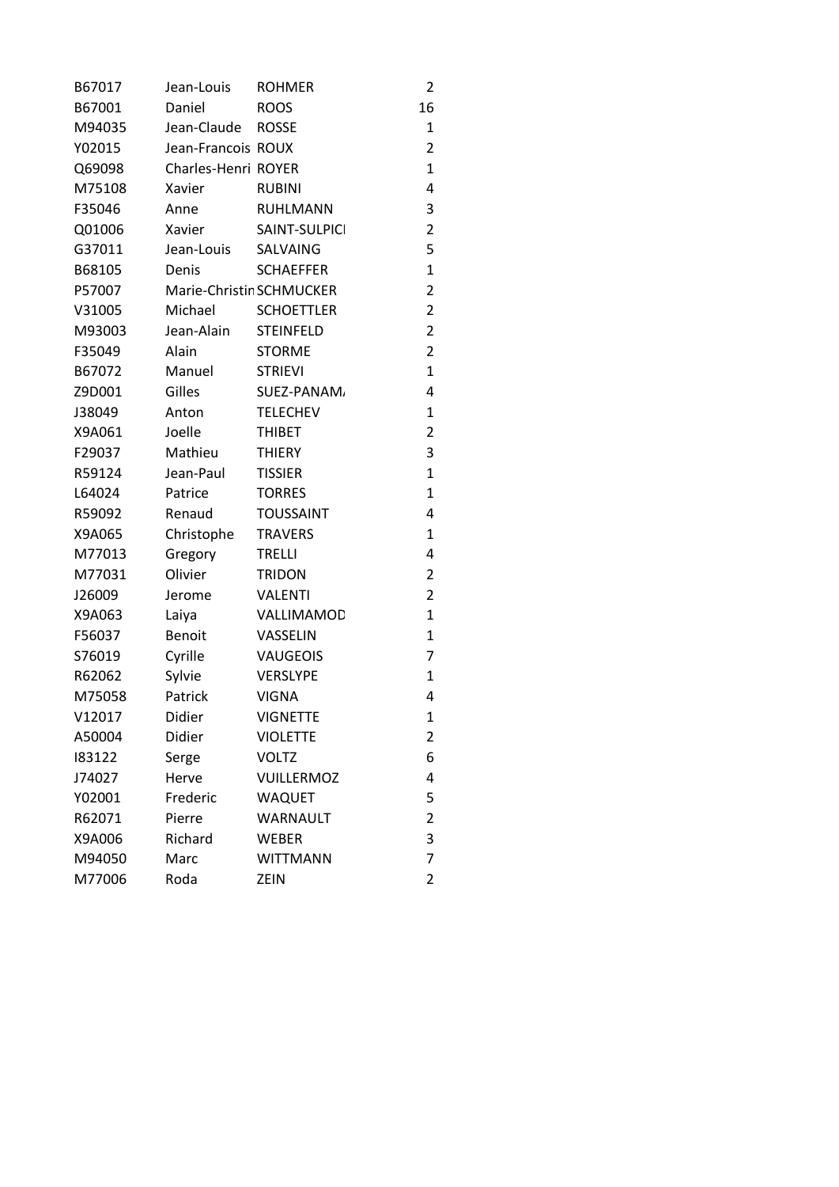| | | | |
|---|---|---|---|
| B67017 | Jean-Louis | ROHMER | 2 |
| B67001 | Daniel | ROOS | 16 |
| M94035 | Jean-Claude | ROSSE | 1 |
| Y02015 | Jean-Francois | ROUX | 2 |
| Q69098 | Charles-Henri | ROYER | 1 |
| M75108 | Xavier | RUBINI | 4 |
| F35046 | Anne | RUHLMANN | 3 |
| Q01006 | Xavier | SAINT-SULPICI | 2 |
| G37011 | Jean-Louis | SALVAING | 5 |
| B68105 | Denis | SCHAEFFER | 1 |
| P57007 | Marie-Christin | SCHMUCKER | 2 |
| V31005 | Michael | SCHOETTLER | 2 |
| M93003 | Jean-Alain | STEINFELD | 2 |
| F35049 | Alain | STORME | 2 |
| B67072 | Manuel | STRIEVI | 1 |
| Z9D001 | Gilles | SUEZ-PANAM/ | 4 |
| J38049 | Anton | TELECHEV | 1 |
| X9A061 | Joelle | THIBET | 2 |
| F29037 | Mathieu | THIERY | 3 |
| R59124 | Jean-Paul | TISSIER | 1 |
| L64024 | Patrice | TORRES | 1 |
| R59092 | Renaud | TOUSSAINT | 4 |
| X9A065 | Christophe | TRAVERS | 1 |
| M77013 | Gregory | TRELLI | 4 |
| M77031 | Olivier | TRIDON | 2 |
| J26009 | Jerome | VALENTI | 2 |
| X9A063 | Laiya | VALLIMAMOD | 1 |
| F56037 | Benoit | VASSELIN | 1 |
| S76019 | Cyrille | VAUGEOIS | 7 |
| R62062 | Sylvie | VERSLYPE | 1 |
| M75058 | Patrick | VIGNA | 4 |
| V12017 | Didier | VIGNETTE | 1 |
| A50004 | Didier | VIOLETTE | 2 |
| I83122 | Serge | VOLTZ | 6 |
| J74027 | Herve | VUILLERMOZ | 4 |
| Y02001 | Frederic | WAQUET | 5 |
| R62071 | Pierre | WARNAULT | 2 |
| X9A006 | Richard | WEBER | 3 |
| M94050 | Marc | WITTMANN | 7 |
| M77006 | Roda | ZEIN | 2 |